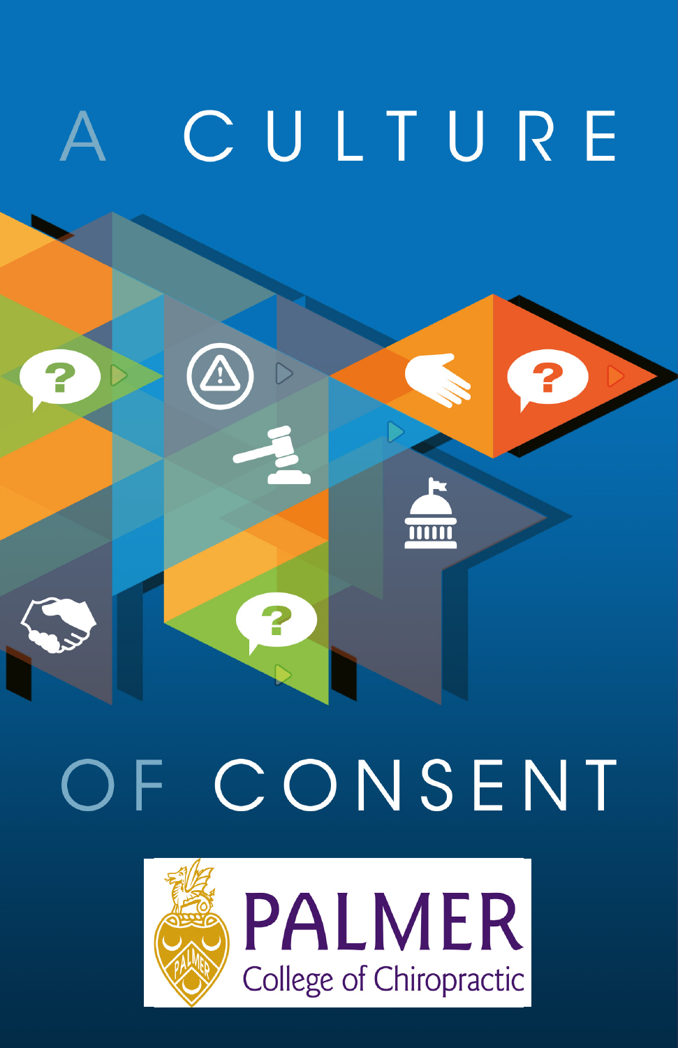# A CULTURE OF CONSENT

PALMER

College of Chiropractic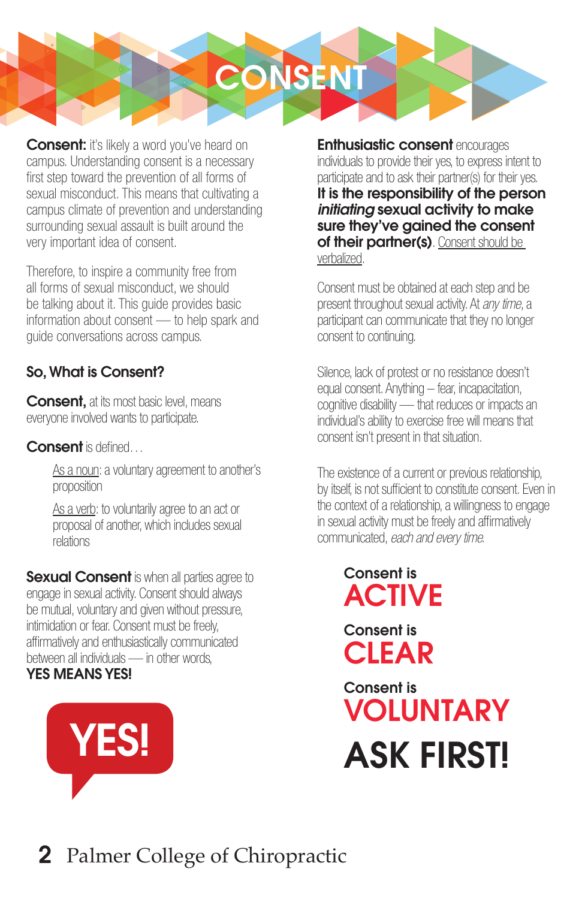# CONSENT

**Consent:** it's likely a word you've heard on campus. Understanding consent is a necessary first step toward the prevention of all forms of sexual misconduct. This means that cultivating a campus climate of prevention and understanding surrounding sexual assault is built around the very important idea of consent.

Therefore, to inspire a community free from all forms of sexual misconduct, we should be talking about it. This guide provides basic information about consent — to help spark and guide conversations across campus.

## So, What is Consent?

**Consent,** at its most basic level, means everyone involved wants to participate.

**Consent** is defined…

> As a noun: a voluntary agreement to another's proposition
>
> As a verb: to voluntarily agree to an act or proposal of another, which includes sexual relations

**Sexual Consent** is when all parties agree to engage in sexual activity. Consent should always be mutual, voluntary and given without pressure, intimidation or fear. Consent must be freely, affirmatively and enthusiastically communicated between all individuals — in other words, **YES MEANS YES!**

YES!

**Enthusiastic consent** encourages individuals to provide their yes, to express intent to participate and to ask their partner(s) for their yes. **It is the responsibility of the person *initiating* sexual activity to make sure they've gained the consent of their partner(s)**. Consent should be verbalized.

Consent must be obtained at each step and be present throughout sexual activity. At *any time*, a participant can communicate that they no longer consent to continuing.

Silence, lack of protest or no resistance doesn't equal consent. Anything – fear, incapacitation, cognitive disability — that reduces or impacts an individual's ability to exercise free will means that consent isn't present in that situation.

The existence of a current or previous relationship, by itself, is not sufficient to constitute consent. Even in the context of a relationship, a willingness to engage in sexual activity must be freely and affirmatively communicated, *each and every time.*

**Consent is ACTIVE**

**Consent is CLEAR**

**Consent is VOLUNTARY**

**ASK FIRST!**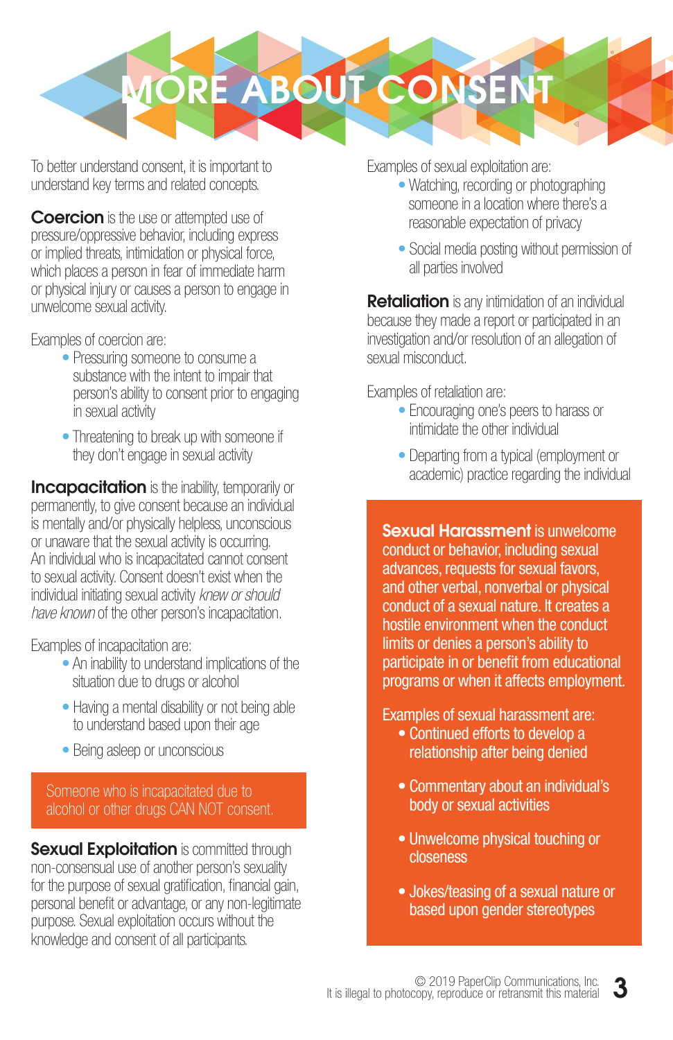# MORE ABOUT CONSENT

To better understand consent, it is important to understand key terms and related concepts.

**Coercion** is the use or attempted use of pressure/oppressive behavior, including express or implied threats, intimidation or physical force, which places a person in fear of immediate harm or physical injury or causes a person to engage in unwelcome sexual activity.

Examples of coercion are:

- Pressuring someone to consume a substance with the intent to impair that person's ability to consent prior to engaging in sexual activity
- Threatening to break up with someone if they don't engage in sexual activity

**Incapacitation** is the inability, temporarily or permanently, to give consent because an individual is mentally and/or physically helpless, unconscious or unaware that the sexual activity is occurring. An individual who is incapacitated cannot consent to sexual activity. Consent doesn't exist when the individual initiating sexual activity *knew or should have known* of the other person's incapacitation.

Examples of incapacitation are:

- An inability to understand implications of the situation due to drugs or alcohol
- Having a mental disability or not being able to understand based upon their age
- Being asleep or unconscious

Someone who is incapacitated due to alcohol or other drugs CAN NOT consent.

**Sexual Exploitation** is committed through non-consensual use of another person's sexuality for the purpose of sexual gratification, financial gain, personal benefit or advantage, or any non-legitimate purpose. Sexual exploitation occurs without the knowledge and consent of all participants.

Examples of sexual exploitation are:

- Watching, recording or photographing someone in a location where there's a reasonable expectation of privacy
- Social media posting without permission of all parties involved

**Retaliation** is any intimidation of an individual because they made a report or participated in an investigation and/or resolution of an allegation of sexual misconduct.

Examples of retaliation are:

- Encouraging one's peers to harass or intimidate the other individual
- Departing from a typical (employment or academic) practice regarding the individual

**Sexual Harassment** is unwelcome conduct or behavior, including sexual advances, requests for sexual favors, and other verbal, nonverbal or physical conduct of a sexual nature. It creates a hostile environment when the conduct limits or denies a person's ability to participate in or benefit from educational programs or when it affects employment.

Examples of sexual harassment are:

- Continued efforts to develop a relationship after being denied
- Commentary about an individual's body or sexual activities
- Unwelcome physical touching or closeness
- Jokes/teasing of a sexual nature or based upon gender stereotypes

© 2019 PaperClip Communications, Inc.
It is illegal to photocopy, reproduce or retransmit this material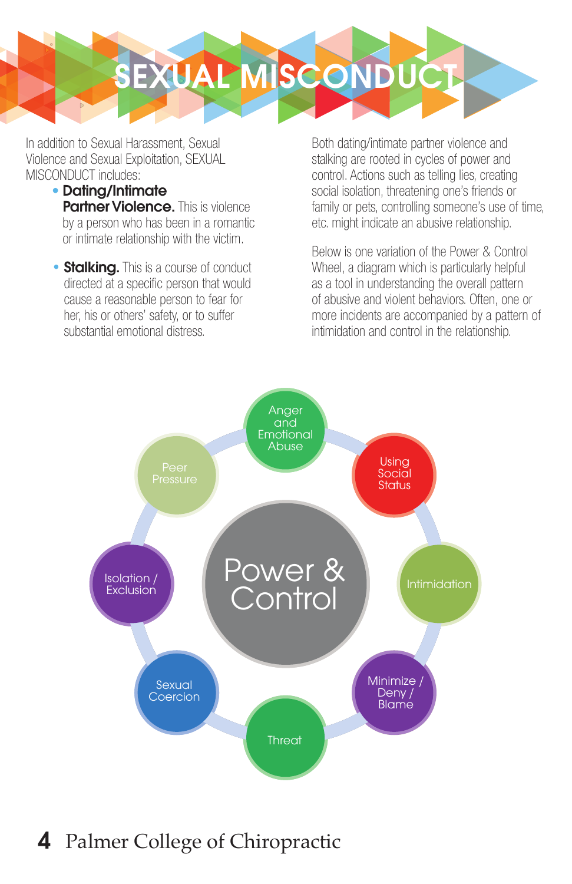# SEXUAL MISCONDUCT

In addition to Sexual Harassment, Sexual Violence and Sexual Exploitation, SEXUAL MISCONDUCT includes:

- **Dating/Intimate Partner Violence.** This is violence by a person who has been in a romantic or intimate relationship with the victim.
- **Stalking.** This is a course of conduct directed at a specific person that would cause a reasonable person to fear for her, his or others' safety, or to suffer substantial emotional distress.

Both dating/intimate partner violence and stalking are rooted in cycles of power and control. Actions such as telling lies, creating social isolation, threatening one's friends or family or pets, controlling someone's use of time, etc. might indicate an abusive relationship.

Below is one variation of the Power & Control Wheel, a diagram which is particularly helpful as a tool in understanding the overall pattern of abusive and violent behaviors. Often, one or more incidents are accompanied by a pattern of intimidation and control in the relationship.

Power & Control

- Anger and Emotional Abuse
- Using Social Status
- Intimidation
- Minimize / Deny / Blame
- Threat
- Sexual Coercion
- Isolation / Exclusion
- Peer Pressure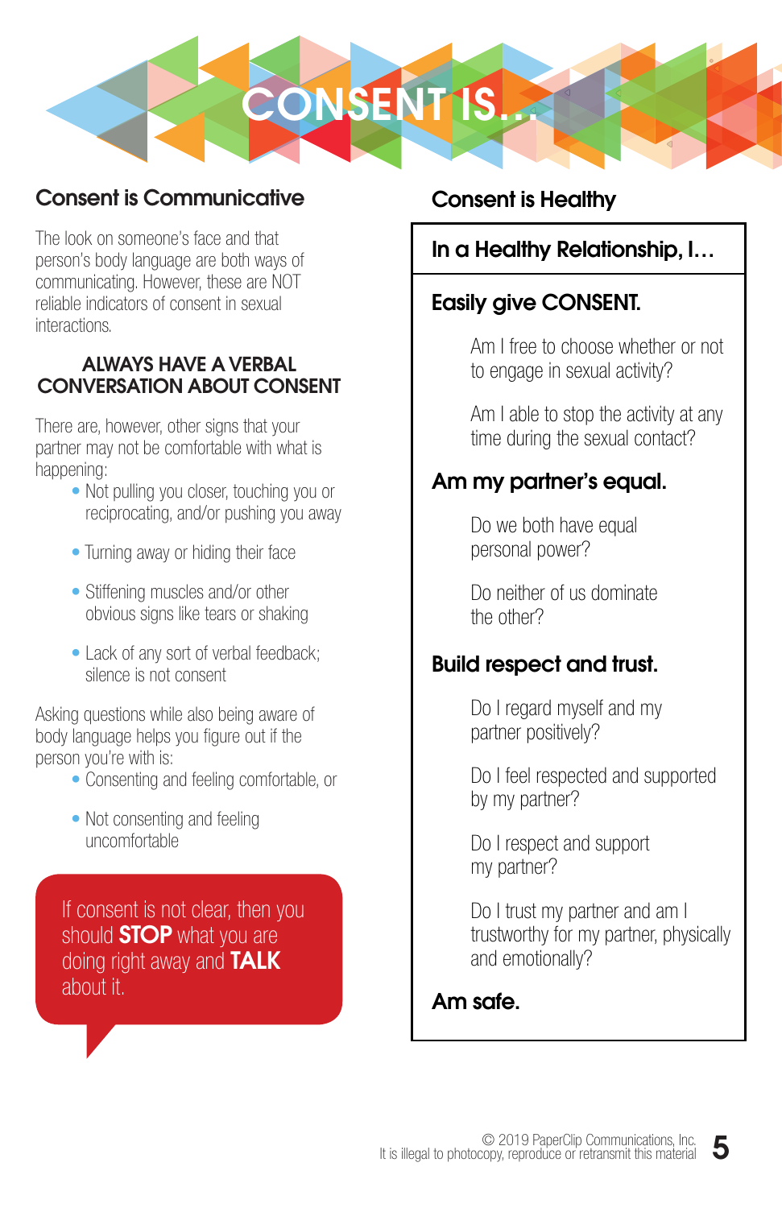# CONSENT IS...

## Consent is Communicative

The look on someone's face and that person's body language are both ways of communicating. However, these are NOT reliable indicators of consent in sexual interactions.

**ALWAYS HAVE A VERBAL CONVERSATION ABOUT CONSENT**

There are, however, other signs that your partner may not be comfortable with what is happening:

- Not pulling you closer, touching you or reciprocating, and/or pushing you away
- Turning away or hiding their face
- Stiffening muscles and/or other obvious signs like tears or shaking
- Lack of any sort of verbal feedback; silence is not consent

Asking questions while also being aware of body language helps you figure out if the person you're with is:

- Consenting and feeling comfortable, or
- Not consenting and feeling uncomfortable

If consent is not clear, then you should **STOP** what you are doing right away and **TALK** about it.

## Consent is Healthy

### In a Healthy Relationship, I…

**Easily give CONSENT.**

Am I free to choose whether or not to engage in sexual activity?

Am I able to stop the activity at any time during the sexual contact?

**Am my partner's equal.**

Do we both have equal personal power?

Do neither of us dominate the other?

**Build respect and trust.**

Do I regard myself and my partner positively?

Do I feel respected and supported by my partner?

Do I respect and support my partner?

Do I trust my partner and am I trustworthy for my partner, physically and emotionally?

**Am safe.**

© 2019 PaperClip Communications, Inc.
It is illegal to photocopy, reproduce or retransmit this material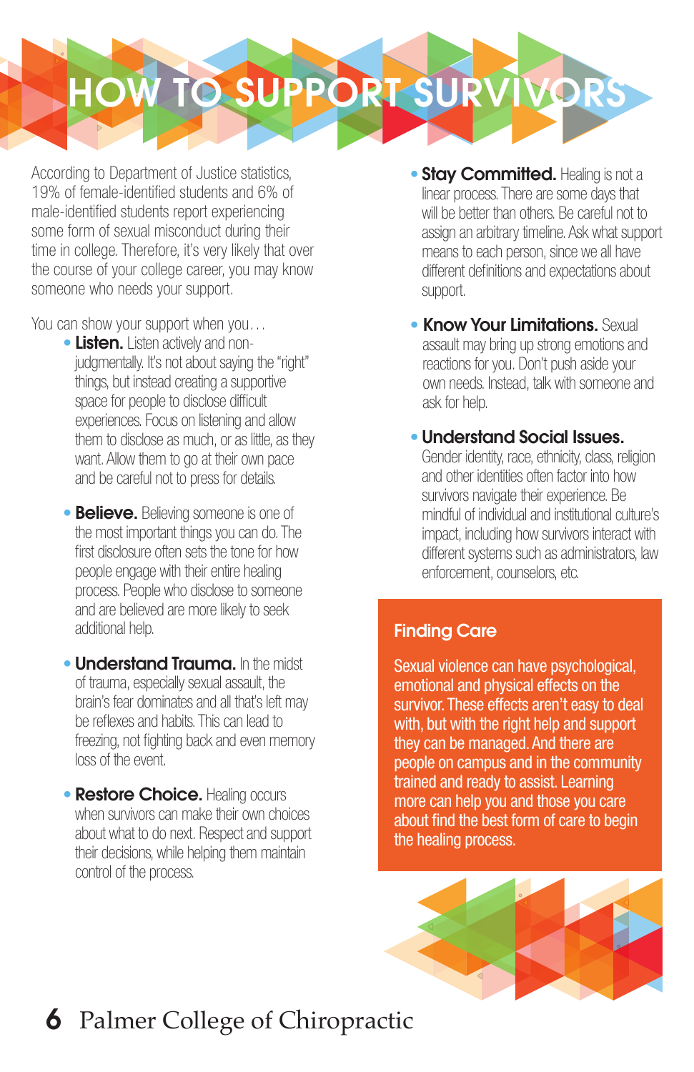# HOW TO SUPPORT SURVIVORS

According to Department of Justice statistics, 19% of female-identified students and 6% of male-identified students report experiencing some form of sexual misconduct during their time in college. Therefore, it's very likely that over the course of your college career, you may know someone who needs your support.

You can show your support when you…

- **Listen.** Listen actively and non-judgmentally. It's not about saying the "right" things, but instead creating a supportive space for people to disclose difficult experiences. Focus on listening and allow them to disclose as much, or as little, as they want. Allow them to go at their own pace and be careful not to press for details.

- **Believe.** Believing someone is one of the most important things you can do. The first disclosure often sets the tone for how people engage with their entire healing process. People who disclose to someone and are believed are more likely to seek additional help.

- **Understand Trauma.** In the midst of trauma, especially sexual assault, the brain's fear dominates and all that's left may be reflexes and habits. This can lead to freezing, not fighting back and even memory loss of the event.

- **Restore Choice.** Healing occurs when survivors can make their own choices about what to do next. Respect and support their decisions, while helping them maintain control of the process.

- **Stay Committed.** Healing is not a linear process. There are some days that will be better than others. Be careful not to assign an arbitrary timeline. Ask what support means to each person, since we all have different definitions and expectations about support.

- **Know Your Limitations.** Sexual assault may bring up strong emotions and reactions for you. Don't push aside your own needs. Instead, talk with someone and ask for help.

- **Understand Social Issues.** Gender identity, race, ethnicity, class, religion and other identities often factor into how survivors navigate their experience. Be mindful of individual and institutional culture's impact, including how survivors interact with different systems such as administrators, law enforcement, counselors, etc.

## Finding Care

Sexual violence can have psychological, emotional and physical effects on the survivor. These effects aren't easy to deal with, but with the right help and support they can be managed. And there are people on campus and in the community trained and ready to assist. Learning more can help you and those you care about find the best form of care to begin the healing process.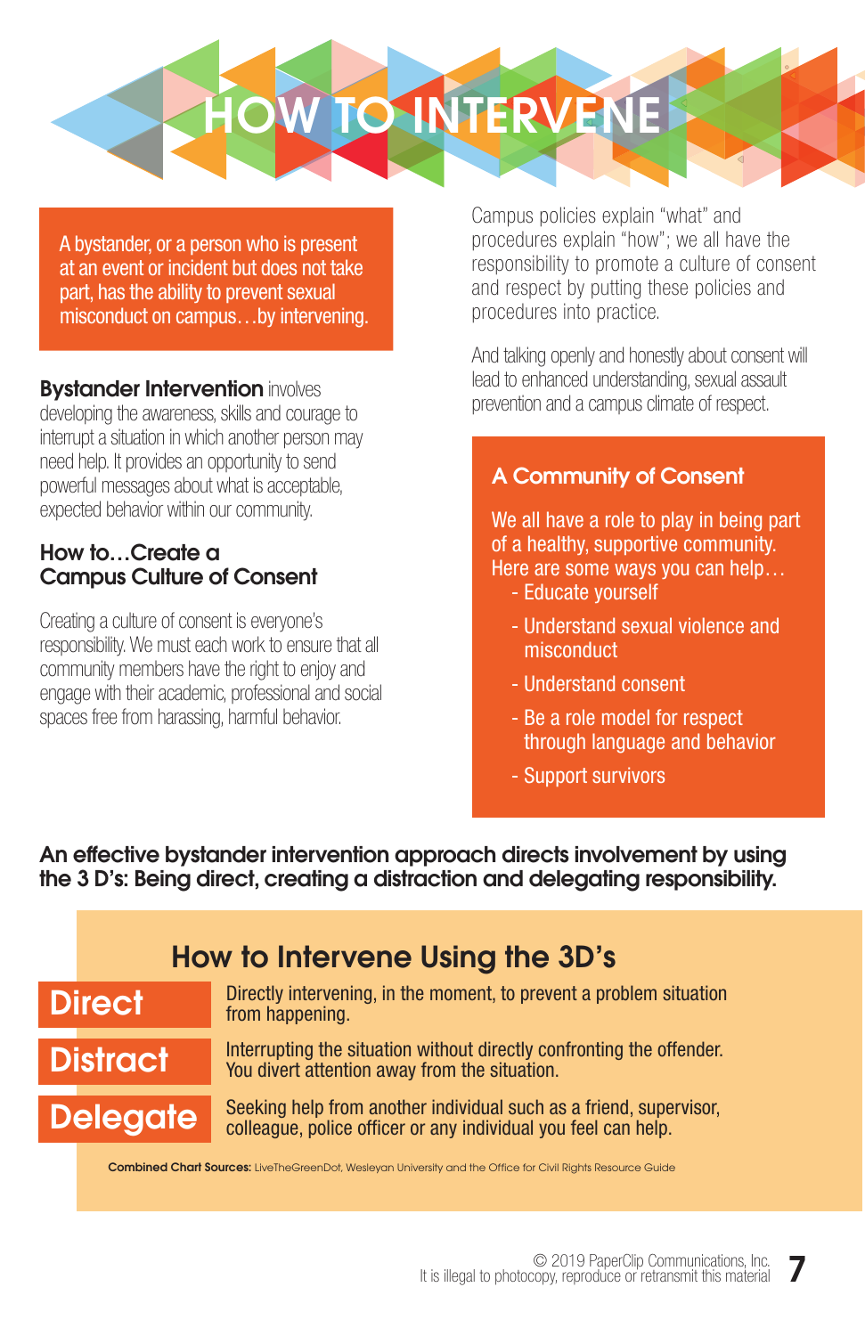# HOW TO INTERVENE

A bystander, or a person who is present at an event or incident but does not take part, has the ability to prevent sexual misconduct on campus…by intervening.

**Bystander Intervention** involves developing the awareness, skills and courage to interrupt a situation in which another person may need help. It provides an opportunity to send powerful messages about what is acceptable, expected behavior within our community.

## How to…Create a Campus Culture of Consent

Creating a culture of consent is everyone's responsibility. We must each work to ensure that all community members have the right to enjoy and engage with their academic, professional and social spaces free from harassing, harmful behavior.

Campus policies explain "what" and procedures explain "how"; we all have the responsibility to promote a culture of consent and respect by putting these policies and procedures into practice.

And talking openly and honestly about consent will lead to enhanced understanding, sexual assault prevention and a campus climate of respect.

### A Community of Consent

We all have a role to play in being part of a healthy, supportive community. Here are some ways you can help…

- Educate yourself
- Understand sexual violence and misconduct
- Understand consent
- Be a role model for respect through language and behavior
- Support survivors

**An effective bystander intervention approach directs involvement by using the 3 D's: Being direct, creating a distraction and delegating responsibility.**

## How to Intervene Using the 3D's

| | |
|---|---|
| **Direct** | Directly intervening, in the moment, to prevent a problem situation from happening. |
| **Distract** | Interrupting the situation without directly confronting the offender. You divert attention away from the situation. |
| **Delegate** | Seeking help from another individual such as a friend, supervisor, colleague, police officer or any individual you feel can help. |

**Combined Chart Sources:** LiveTheGreenDot, Wesleyan University and the Office for Civil Rights Resource Guide

© 2019 PaperClip Communications, Inc.
It is illegal to photocopy, reproduce or retransmit this material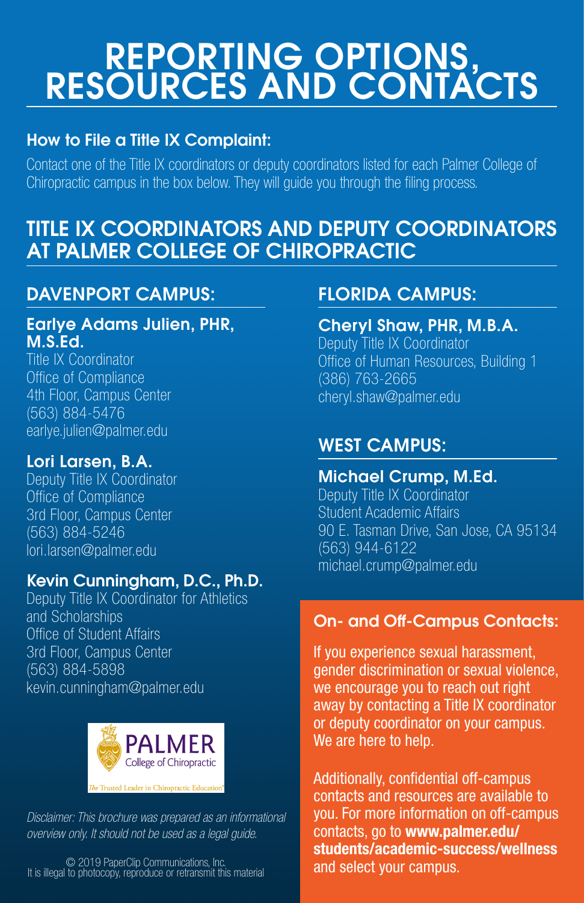# REPORTING OPTIONS, RESOURCES AND CONTACTS

### How to File a Title IX Complaint:

Contact one of the Title IX coordinators or deputy coordinators listed for each Palmer College of Chiropractic campus in the box below. They will guide you through the filing process.

## TITLE IX COORDINATORS AND DEPUTY COORDINATORS AT PALMER COLLEGE OF CHIROPRACTIC

### DAVENPORT CAMPUS:

**Earlye Adams Julien, PHR, M.S.Ed.**
Title IX Coordinator
Office of Compliance
4th Floor, Campus Center
(563) 884-5476
earlye.julien@palmer.edu

**Lori Larsen, B.A.**
Deputy Title IX Coordinator
Office of Compliance
3rd Floor, Campus Center
(563) 884-5246
lori.larsen@palmer.edu

**Kevin Cunningham, D.C., Ph.D.**
Deputy Title IX Coordinator for Athletics and Scholarships
Office of Student Affairs
3rd Floor, Campus Center
(563) 884-5898
kevin.cunningham@palmer.edu

PALMER College of Chiropractic
*The Trusted Leader in Chiropractic Education*

*Disclaimer: This brochure was prepared as an informational overview only. It should not be used as a legal guide.*

© 2019 PaperClip Communications, Inc.
It is illegal to photocopy, reproduce or retransmit this material

### FLORIDA CAMPUS:

**Cheryl Shaw, PHR, M.B.A.**
Deputy Title IX Coordinator
Office of Human Resources, Building 1
(386) 763-2665
cheryl.shaw@palmer.edu

### WEST CAMPUS:

**Michael Crump, M.Ed.**
Deputy Title IX Coordinator
Student Academic Affairs
90 E. Tasman Drive, San Jose, CA 95134
(563) 944-6122
michael.crump@palmer.edu

### On- and Off-Campus Contacts:

If you experience sexual harassment, gender discrimination or sexual violence, we encourage you to reach out right away by contacting a Title IX coordinator or deputy coordinator on your campus. We are here to help.

Additionally, confidential off-campus contacts and resources are available to you. For more information on off-campus contacts, go to **www.palmer.edu/students/academic-success/wellness** and select your campus.